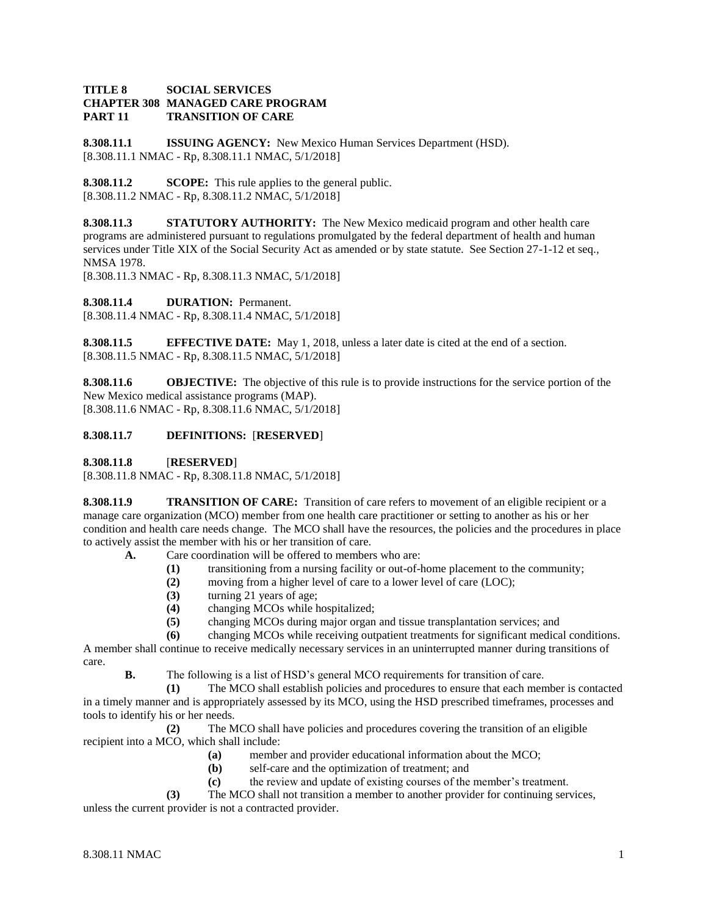**TITLE 8 SOCIAL SERVICES**
**CHAPTER 308 MANAGED CARE PROGRAM**
**PART 11 TRANSITION OF CARE**

**8.308.11.1 ISSUING AGENCY:** New Mexico Human Services Department (HSD).
[8.308.11.1 NMAC - Rp, 8.308.11.1 NMAC, 5/1/2018]

**8.308.11.2 SCOPE:** This rule applies to the general public.
[8.308.11.2 NMAC - Rp, 8.308.11.2 NMAC, 5/1/2018]

**8.308.11.3 STATUTORY AUTHORITY:** The New Mexico medicaid program and other health care programs are administered pursuant to regulations promulgated by the federal department of health and human services under Title XIX of the Social Security Act as amended or by state statute. See Section 27-1-12 et seq., NMSA 1978.
[8.308.11.3 NMAC - Rp, 8.308.11.3 NMAC, 5/1/2018]

**8.308.11.4 DURATION:** Permanent.
[8.308.11.4 NMAC - Rp, 8.308.11.4 NMAC, 5/1/2018]

**8.308.11.5 EFFECTIVE DATE:** May 1, 2018, unless a later date is cited at the end of a section.
[8.308.11.5 NMAC - Rp, 8.308.11.5 NMAC, 5/1/2018]

**8.308.11.6 OBJECTIVE:** The objective of this rule is to provide instructions for the service portion of the New Mexico medical assistance programs (MAP).
[8.308.11.6 NMAC - Rp, 8.308.11.6 NMAC, 5/1/2018]

**8.308.11.7 DEFINITIONS:** [**RESERVED**]

**8.308.11.8** [**RESERVED**]
[8.308.11.8 NMAC - Rp, 8.308.11.8 NMAC, 5/1/2018]

**8.308.11.9 TRANSITION OF CARE:** Transition of care refers to movement of an eligible recipient or a manage care organization (MCO) member from one health care practitioner or setting to another as his or her condition and health care needs change. The MCO shall have the resources, the policies and the procedures in place to actively assist the member with his or her transition of care.

**A.** Care coordination will be offered to members who are:

**(1)** transitioning from a nursing facility or out-of-home placement to the community;
**(2)** moving from a higher level of care to a lower level of care (LOC);
**(3)** turning 21 years of age;
**(4)** changing MCOs while hospitalized;
**(5)** changing MCOs during major organ and tissue transplantation services; and
**(6)** changing MCOs while receiving outpatient treatments for significant medical conditions.

A member shall continue to receive medically necessary services in an uninterrupted manner during transitions of care.

**B.** The following is a list of HSD's general MCO requirements for transition of care.

**(1)** The MCO shall establish policies and procedures to ensure that each member is contacted in a timely manner and is appropriately assessed by its MCO, using the HSD prescribed timeframes, processes and tools to identify his or her needs.

**(2)** The MCO shall have policies and procedures covering the transition of an eligible recipient into a MCO, which shall include:

**(a)** member and provider educational information about the MCO;
**(b)** self-care and the optimization of treatment; and
**(c)** the review and update of existing courses of the member's treatment.

**(3)** The MCO shall not transition a member to another provider for continuing services, unless the current provider is not a contracted provider.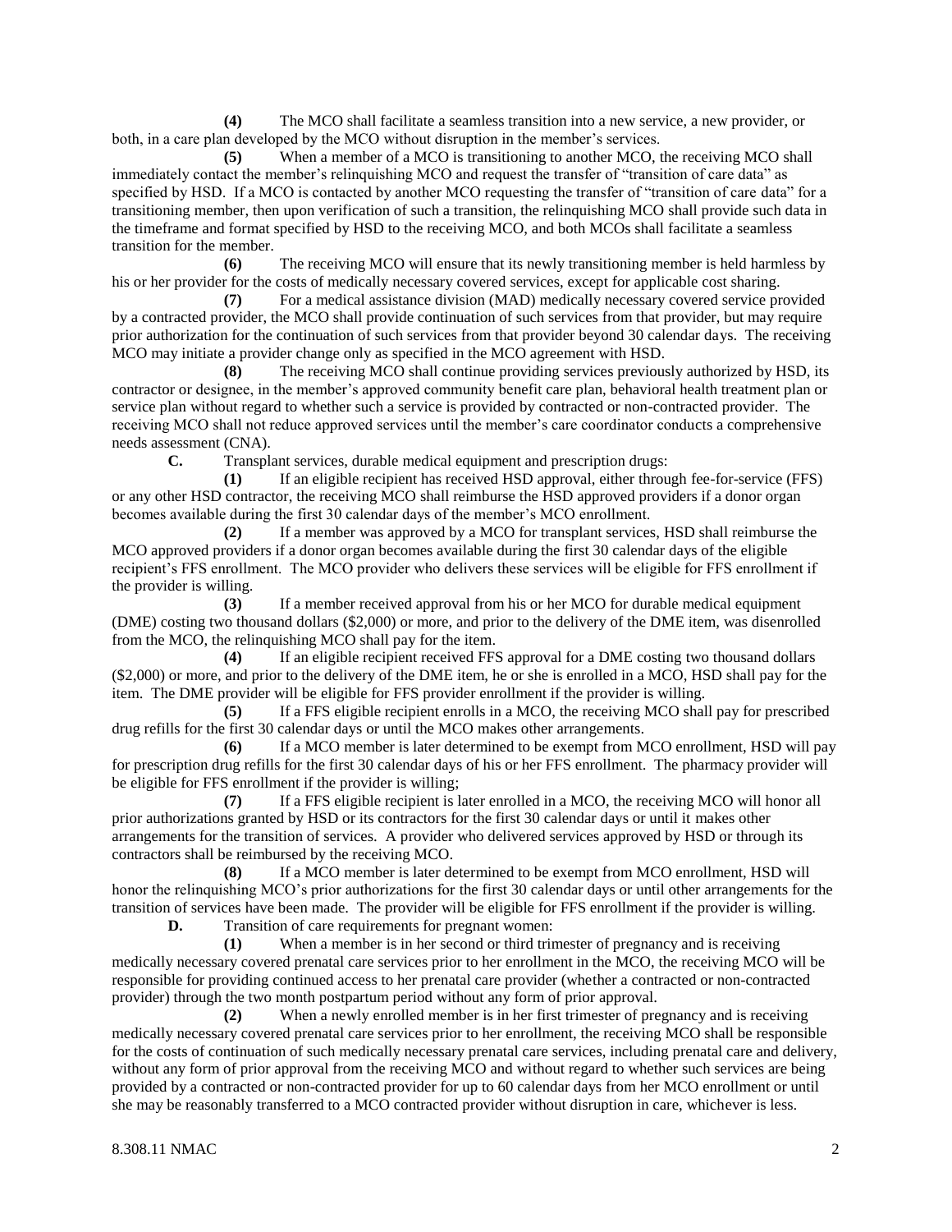**(4)** The MCO shall facilitate a seamless transition into a new service, a new provider, or both, in a care plan developed by the MCO without disruption in the member's services.

**(5)** When a member of a MCO is transitioning to another MCO, the receiving MCO shall immediately contact the member's relinquishing MCO and request the transfer of "transition of care data" as specified by HSD. If a MCO is contacted by another MCO requesting the transfer of "transition of care data" for a transitioning member, then upon verification of such a transition, the relinquishing MCO shall provide such data in the timeframe and format specified by HSD to the receiving MCO, and both MCOs shall facilitate a seamless transition for the member.

**(6)** The receiving MCO will ensure that its newly transitioning member is held harmless by his or her provider for the costs of medically necessary covered services, except for applicable cost sharing.

**(7)** For a medical assistance division (MAD) medically necessary covered service provided by a contracted provider, the MCO shall provide continuation of such services from that provider, but may require prior authorization for the continuation of such services from that provider beyond 30 calendar days. The receiving MCO may initiate a provider change only as specified in the MCO agreement with HSD.

**(8)** The receiving MCO shall continue providing services previously authorized by HSD, its contractor or designee, in the member's approved community benefit care plan, behavioral health treatment plan or service plan without regard to whether such a service is provided by contracted or non-contracted provider. The receiving MCO shall not reduce approved services until the member's care coordinator conducts a comprehensive needs assessment (CNA).

**C.** Transplant services, durable medical equipment and prescription drugs:

**(1)** If an eligible recipient has received HSD approval, either through fee-for-service (FFS) or any other HSD contractor, the receiving MCO shall reimburse the HSD approved providers if a donor organ becomes available during the first 30 calendar days of the member's MCO enrollment.

**(2)** If a member was approved by a MCO for transplant services, HSD shall reimburse the MCO approved providers if a donor organ becomes available during the first 30 calendar days of the eligible recipient's FFS enrollment. The MCO provider who delivers these services will be eligible for FFS enrollment if the provider is willing.

**(3)** If a member received approval from his or her MCO for durable medical equipment (DME) costing two thousand dollars ($2,000) or more, and prior to the delivery of the DME item, was disenrolled from the MCO, the relinquishing MCO shall pay for the item.

**(4)** If an eligible recipient received FFS approval for a DME costing two thousand dollars ($2,000) or more, and prior to the delivery of the DME item, he or she is enrolled in a MCO, HSD shall pay for the item. The DME provider will be eligible for FFS provider enrollment if the provider is willing.

**(5)** If a FFS eligible recipient enrolls in a MCO, the receiving MCO shall pay for prescribed drug refills for the first 30 calendar days or until the MCO makes other arrangements.

**(6)** If a MCO member is later determined to be exempt from MCO enrollment, HSD will pay for prescription drug refills for the first 30 calendar days of his or her FFS enrollment. The pharmacy provider will be eligible for FFS enrollment if the provider is willing;

**(7)** If a FFS eligible recipient is later enrolled in a MCO, the receiving MCO will honor all prior authorizations granted by HSD or its contractors for the first 30 calendar days or until it makes other arrangements for the transition of services. A provider who delivered services approved by HSD or through its contractors shall be reimbursed by the receiving MCO.

**(8)** If a MCO member is later determined to be exempt from MCO enrollment, HSD will honor the relinquishing MCO's prior authorizations for the first 30 calendar days or until other arrangements for the transition of services have been made. The provider will be eligible for FFS enrollment if the provider is willing.

**D.** Transition of care requirements for pregnant women:

**(1)** When a member is in her second or third trimester of pregnancy and is receiving medically necessary covered prenatal care services prior to her enrollment in the MCO, the receiving MCO will be responsible for providing continued access to her prenatal care provider (whether a contracted or non-contracted provider) through the two month postpartum period without any form of prior approval.

**(2)** When a newly enrolled member is in her first trimester of pregnancy and is receiving medically necessary covered prenatal care services prior to her enrollment, the receiving MCO shall be responsible for the costs of continuation of such medically necessary prenatal care services, including prenatal care and delivery, without any form of prior approval from the receiving MCO and without regard to whether such services are being provided by a contracted or non-contracted provider for up to 60 calendar days from her MCO enrollment or until she may be reasonably transferred to a MCO contracted provider without disruption in care, whichever is less.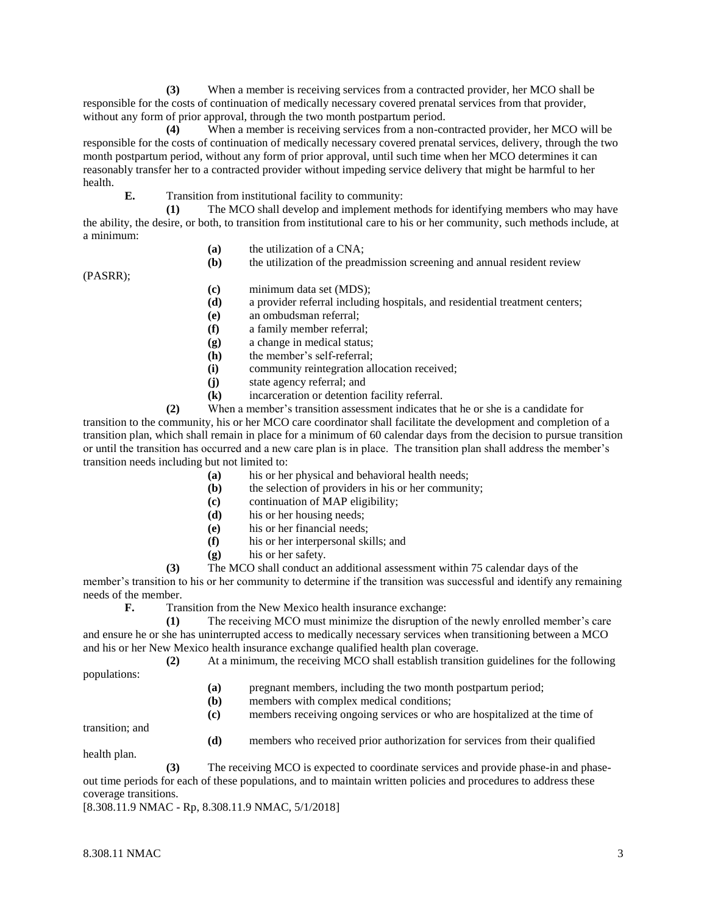**(3)** When a member is receiving services from a contracted provider, her MCO shall be responsible for the costs of continuation of medically necessary covered prenatal services from that provider, without any form of prior approval, through the two month postpartum period.

**(4)** When a member is receiving services from a non-contracted provider, her MCO will be responsible for the costs of continuation of medically necessary covered prenatal services, delivery, through the two month postpartum period, without any form of prior approval, until such time when her MCO determines it can reasonably transfer her to a contracted provider without impeding service delivery that might be harmful to her health.

**E.** Transition from institutional facility to community:

**(1)** The MCO shall develop and implement methods for identifying members who may have the ability, the desire, or both, to transition from institutional care to his or her community, such methods include, at a minimum:

- **(a)** the utilization of a CNA;
- **(b)** the utilization of the preadmission screening and annual resident review (PASRR);
- **(c)** minimum data set (MDS);
- **(d)** a provider referral including hospitals, and residential treatment centers;
- **(e)** an ombudsman referral;
- **(f)** a family member referral;
- **(g)** a change in medical status;
- **(h)** the member's self-referral;
- **(i)** community reintegration allocation received;
- **(j)** state agency referral; and
- **(k)** incarceration or detention facility referral.

**(2)** When a member's transition assessment indicates that he or she is a candidate for transition to the community, his or her MCO care coordinator shall facilitate the development and completion of a transition plan, which shall remain in place for a minimum of 60 calendar days from the decision to pursue transition or until the transition has occurred and a new care plan is in place. The transition plan shall address the member's transition needs including but not limited to:

- **(a)** his or her physical and behavioral health needs;
- **(b)** the selection of providers in his or her community;
- **(c)** continuation of MAP eligibility;
- **(d)** his or her housing needs;
- **(e)** his or her financial needs;
- **(f)** his or her interpersonal skills; and
- **(g)** his or her safety.

**(3)** The MCO shall conduct an additional assessment within 75 calendar days of the member's transition to his or her community to determine if the transition was successful and identify any remaining needs of the member.

**F.** Transition from the New Mexico health insurance exchange:

**(1)** The receiving MCO must minimize the disruption of the newly enrolled member's care and ensure he or she has uninterrupted access to medically necessary services when transitioning between a MCO and his or her New Mexico health insurance exchange qualified health plan coverage.

**(2)** At a minimum, the receiving MCO shall establish transition guidelines for the following populations:

- **(a)** pregnant members, including the two month postpartum period;
- **(b)** members with complex medical conditions;
- **(c)** members receiving ongoing services or who are hospitalized at the time of transition; and
- **(d)** members who received prior authorization for services from their qualified health plan.

**(3)** The receiving MCO is expected to coordinate services and provide phase-in and phase-out time periods for each of these populations, and to maintain written policies and procedures to address these coverage transitions.

[8.308.11.9 NMAC - Rp, 8.308.11.9 NMAC, 5/1/2018]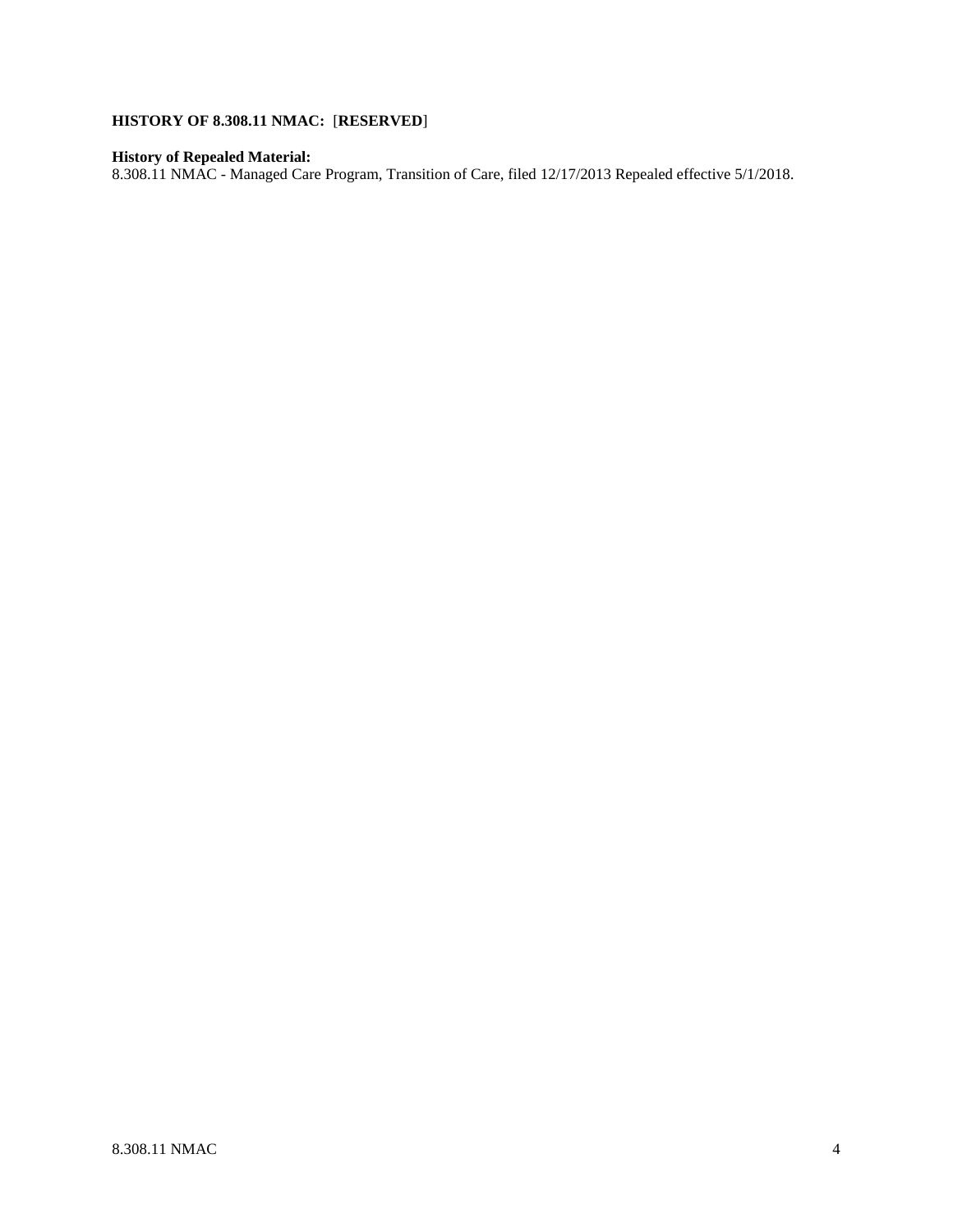**HISTORY OF 8.308.11 NMAC:** [**RESERVED**]

**History of Repealed Material:**
8.308.11 NMAC - Managed Care Program, Transition of Care, filed 12/17/2013 Repealed effective 5/1/2018.